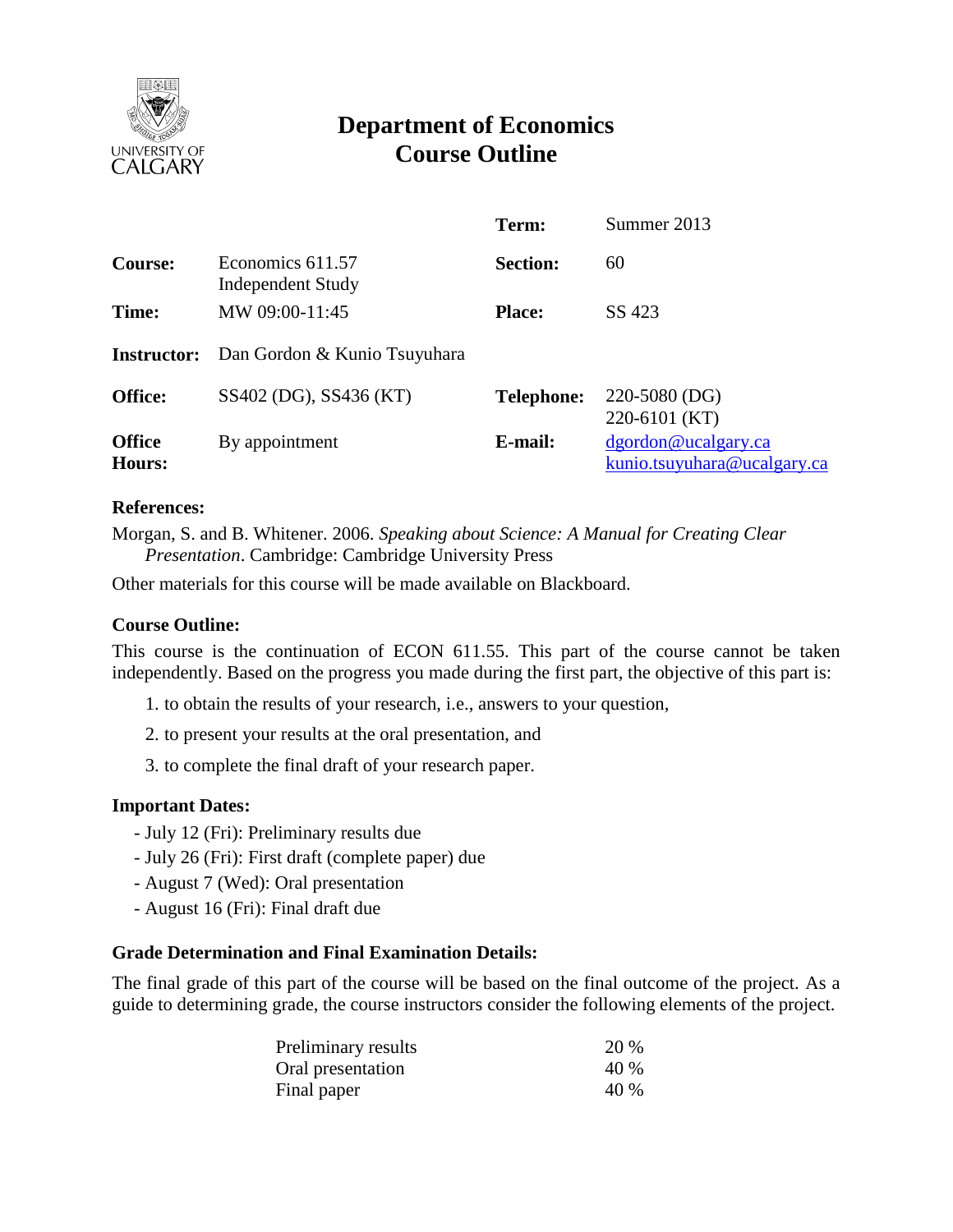# Department of Economics
# Course Outline

| | | | |
|---|---|---|---|
| | | **Term:** | Summer 2013 |
| **Course:** | Economics 611.57 Independent Study | **Section:** | 60 |
| **Time:** | MW 09:00-11:45 | **Place:** | SS 423 |
| **Instructor:** | Dan Gordon & Kunio Tsuyuhara | | |
| **Office:** | SS402 (DG), SS436 (KT) | **Telephone:** | 220-5080 (DG)<br>220-6101 (KT) |
| **Office Hours:** | By appointment | **E-mail:** | dgordon@ucalgary.ca<br>kunio.tsuyuhara@ucalgary.ca |

### References:

Morgan, S. and B. Whitener. 2006. *Speaking about Science: A Manual for Creating Clear Presentation*. Cambridge: Cambridge University Press

Other materials for this course will be made available on Blackboard.

### Course Outline:

This course is the continuation of ECON 611.55. This part of the course cannot be taken independently. Based on the progress you made during the first part, the objective of this part is:

1. to obtain the results of your research, i.e., answers to your question,
2. to present your results at the oral presentation, and
3. to complete the final draft of your research paper.

### Important Dates:

- July 12 (Fri): Preliminary results due
- July 26 (Fri): First draft (complete paper) due
- August 7 (Wed): Oral presentation
- August 16 (Fri): Final draft due

### Grade Determination and Final Examination Details:

The final grade of this part of the course will be based on the final outcome of the project. As a guide to determining grade, the course instructors consider the following elements of the project.

| | |
|---|---|
| Preliminary results | 20 % |
| Oral presentation | 40 % |
| Final paper | 40 % |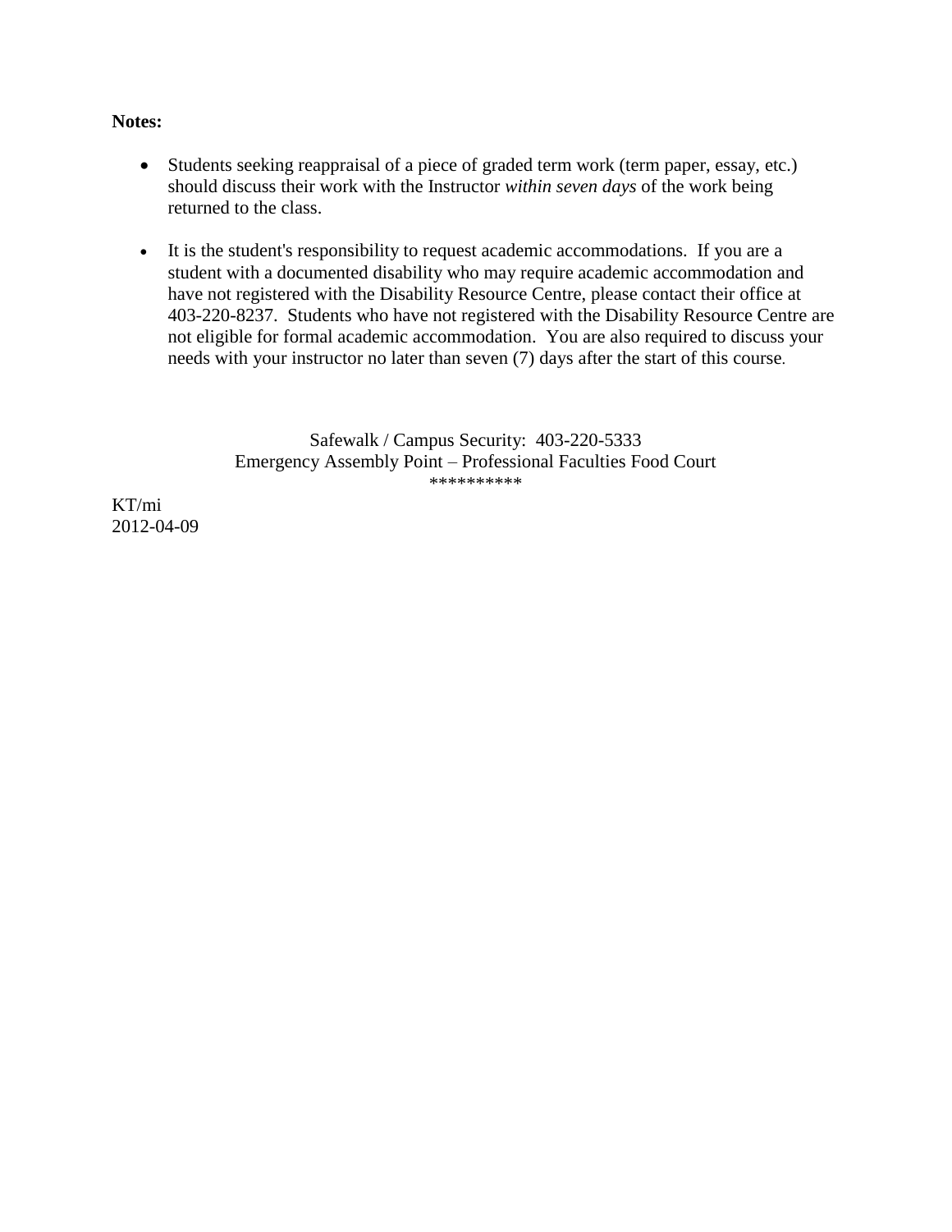**Notes:**

- Students seeking reappraisal of a piece of graded term work (term paper, essay, etc.) should discuss their work with the Instructor *within seven days* of the work being returned to the class.

- It is the student's responsibility to request academic accommodations. If you are a student with a documented disability who may require academic accommodation and have not registered with the Disability Resource Centre, please contact their office at 403-220-8237. Students who have not registered with the Disability Resource Centre are not eligible for formal academic accommodation. You are also required to discuss your needs with your instructor no later than seven (7) days after the start of this course.

Safewalk / Campus Security: 403-220-5333
Emergency Assembly Point – Professional Faculties Food Court
**********

KT/mi
2012-04-09